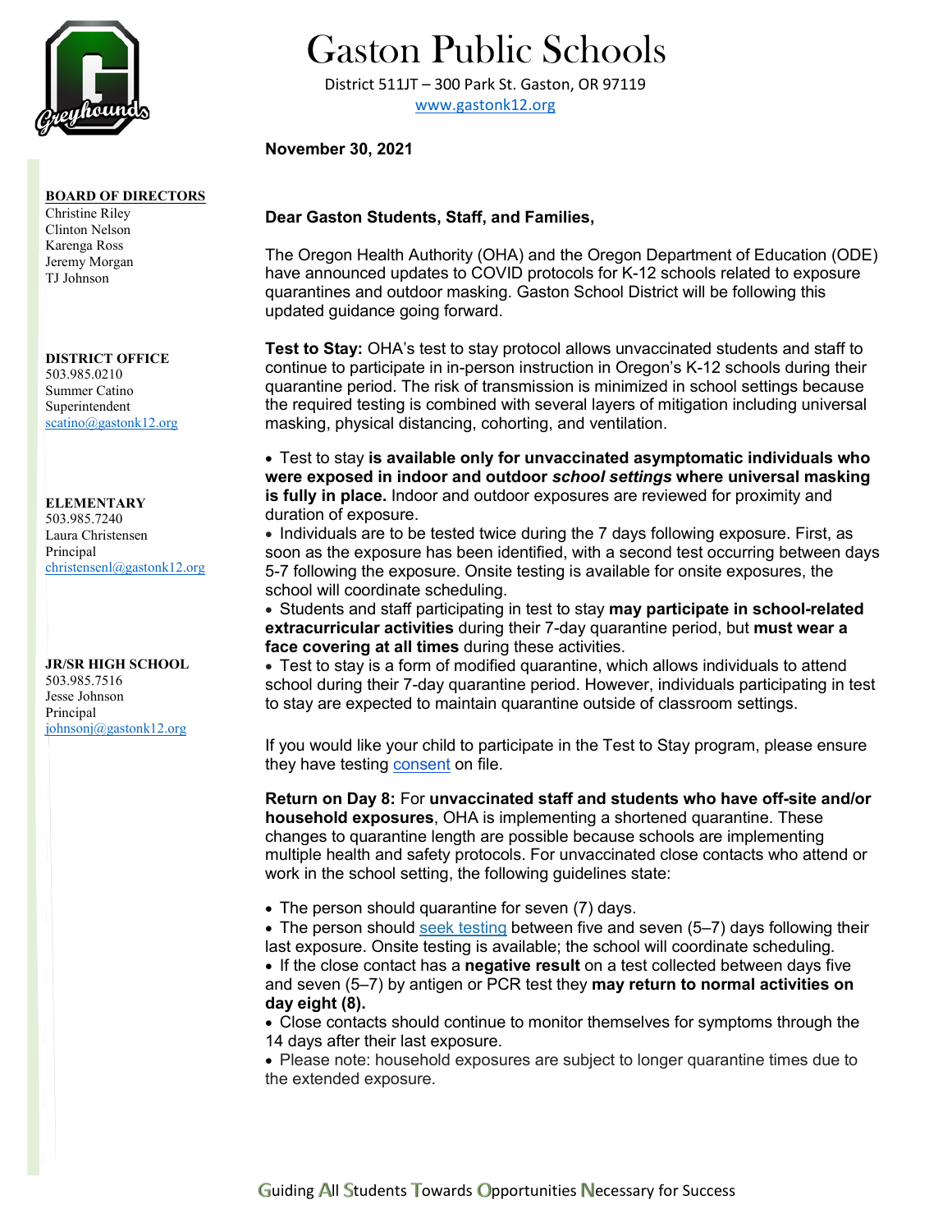# Gaston Public Schools

District 511JT – 300 Park St. Gaston, OR 97119
www.gastonk12.org

**BOARD OF DIRECTORS**
Christine Riley
Clinton Nelson
Karenga Ross
Jeremy Morgan
TJ Johnson

**DISTRICT OFFICE**
503.985.0210
Summer Catino
Superintendent
scatino@gastonk12.org

**ELEMENTARY**
503.985.7240
Laura Christensen
Principal
christensenl@gastonk12.org

**JR/SR HIGH SCHOOL**
503.985.7516
Jesse Johnson
Principal
johnsonj@gastonk12.org

**November 30, 2021**

**Dear Gaston Students, Staff, and Families,**

The Oregon Health Authority (OHA) and the Oregon Department of Education (ODE) have announced updates to COVID protocols for K-12 schools related to exposure quarantines and outdoor masking. Gaston School District will be following this updated guidance going forward.

**Test to Stay:** OHA's test to stay protocol allows unvaccinated students and staff to continue to participate in in-person instruction in Oregon's K-12 schools during their quarantine period. The risk of transmission is minimized in school settings because the required testing is combined with several layers of mitigation including universal masking, physical distancing, cohorting, and ventilation.

- Test to stay **is available only for unvaccinated asymptomatic individuals who were exposed in indoor and outdoor *school settings* where universal masking is fully in place.** Indoor and outdoor exposures are reviewed for proximity and duration of exposure.
- Individuals are to be tested twice during the 7 days following exposure. First, as soon as the exposure has been identified, with a second test occurring between days 5-7 following the exposure. Onsite testing is available for onsite exposures, the school will coordinate scheduling.
- Students and staff participating in test to stay **may participate in school-related extracurricular activities** during their 7-day quarantine period, but **must wear a face covering at all times** during these activities.
- Test to stay is a form of modified quarantine, which allows individuals to attend school during their 7-day quarantine period. However, individuals participating in test to stay are expected to maintain quarantine outside of classroom settings.

If you would like your child to participate in the Test to Stay program, please ensure they have testing consent on file.

**Return on Day 8:** For **unvaccinated staff and students who have off-site and/or household exposures**, OHA is implementing a shortened quarantine. These changes to quarantine length are possible because schools are implementing multiple health and safety protocols. For unvaccinated close contacts who attend or work in the school setting, the following guidelines state:

- The person should quarantine for seven (7) days.
- The person should seek testing between five and seven (5–7) days following their last exposure. Onsite testing is available; the school will coordinate scheduling.
- If the close contact has a **negative result** on a test collected between days five and seven (5–7) by antigen or PCR test they **may return to normal activities on day eight (8).**
- Close contacts should continue to monitor themselves for symptoms through the 14 days after their last exposure.
- Please note: household exposures are subject to longer quarantine times due to the extended exposure.

Guiding All Students Towards Opportunities Necessary for Success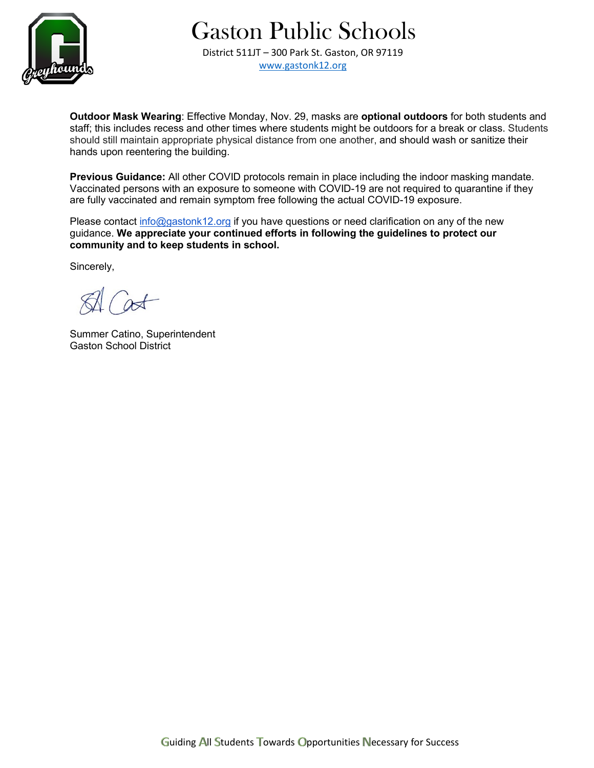# Gaston Public Schools

District 511JT – 300 Park St. Gaston, OR 97119
www.gastonk12.org

**Outdoor Mask Wearing**: Effective Monday, Nov. 29, masks are **optional outdoors** for both students and staff; this includes recess and other times where students might be outdoors for a break or class. Students should still maintain appropriate physical distance from one another, and should wash or sanitize their hands upon reentering the building.

**Previous Guidance:** All other COVID protocols remain in place including the indoor masking mandate. Vaccinated persons with an exposure to someone with COVID-19 are not required to quarantine if they are fully vaccinated and remain symptom free following the actual COVID-19 exposure.

Please contact info@gastonk12.org if you have questions or need clarification on any of the new guidance. **We appreciate your continued efforts in following the guidelines to protect our community and to keep students in school.**

Sincerely,

Summer Catino, Superintendent
Gaston School District

Guiding All Students Towards Opportunities Necessary for Success